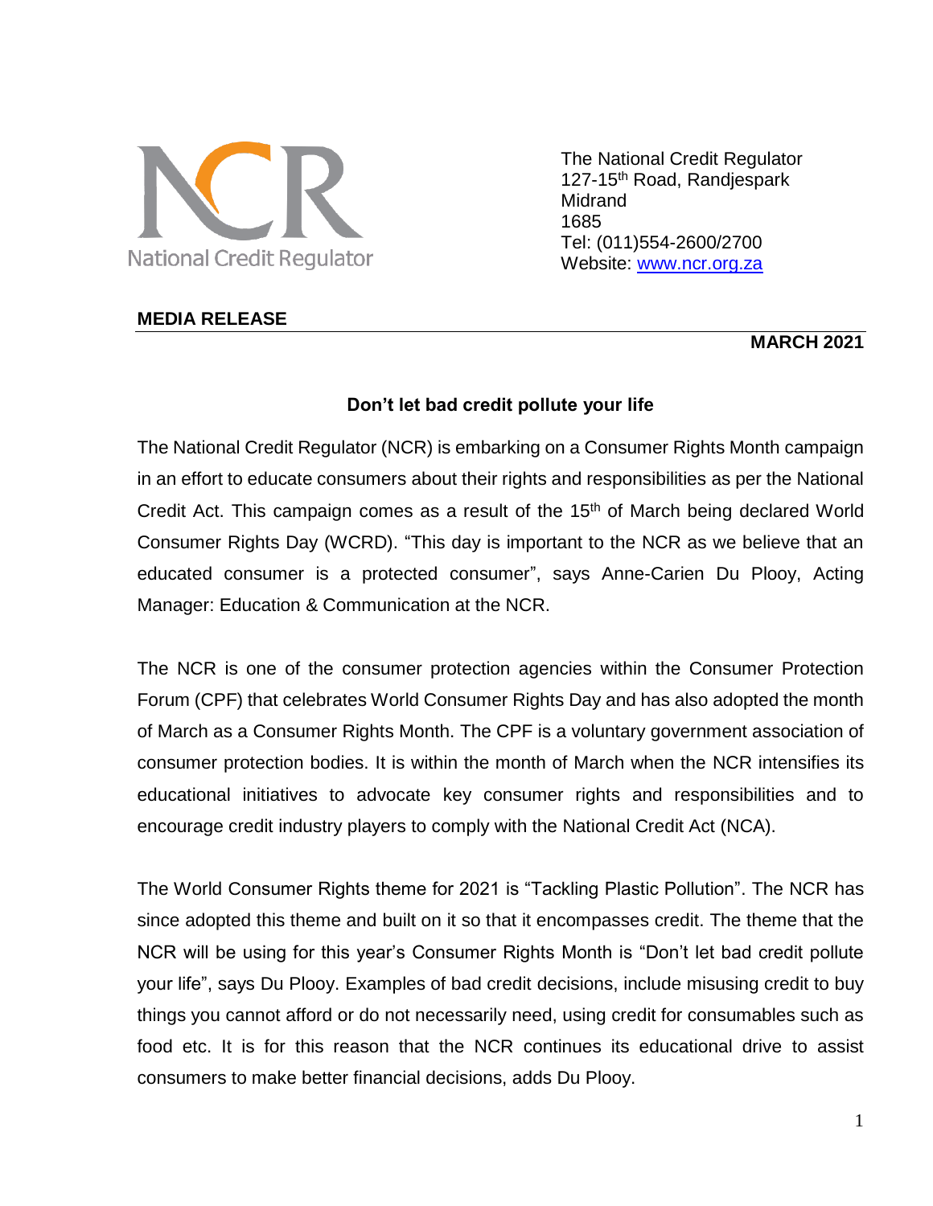National Credit Regulator

The National Credit Regulator
127-15th Road, Randjespark
Midrand
1685
Tel: (011)554-2600/2700
Website: www.ncr.org.za

**MEDIA RELEASE**

**MARCH 2021**

### Don't let bad credit pollute your life

The National Credit Regulator (NCR) is embarking on a Consumer Rights Month campaign in an effort to educate consumers about their rights and responsibilities as per the National Credit Act. This campaign comes as a result of the 15th of March being declared World Consumer Rights Day (WCRD). "This day is important to the NCR as we believe that an educated consumer is a protected consumer", says Anne-Carien Du Plooy, Acting Manager: Education & Communication at the NCR.

The NCR is one of the consumer protection agencies within the Consumer Protection Forum (CPF) that celebrates World Consumer Rights Day and has also adopted the month of March as a Consumer Rights Month. The CPF is a voluntary government association of consumer protection bodies. It is within the month of March when the NCR intensifies its educational initiatives to advocate key consumer rights and responsibilities and to encourage credit industry players to comply with the National Credit Act (NCA).

The World Consumer Rights theme for 2021 is "Tackling Plastic Pollution". The NCR has since adopted this theme and built on it so that it encompasses credit. The theme that the NCR will be using for this year's Consumer Rights Month is "Don't let bad credit pollute your life", says Du Plooy. Examples of bad credit decisions, include misusing credit to buy things you cannot afford or do not necessarily need, using credit for consumables such as food etc. It is for this reason that the NCR continues its educational drive to assist consumers to make better financial decisions, adds Du Plooy.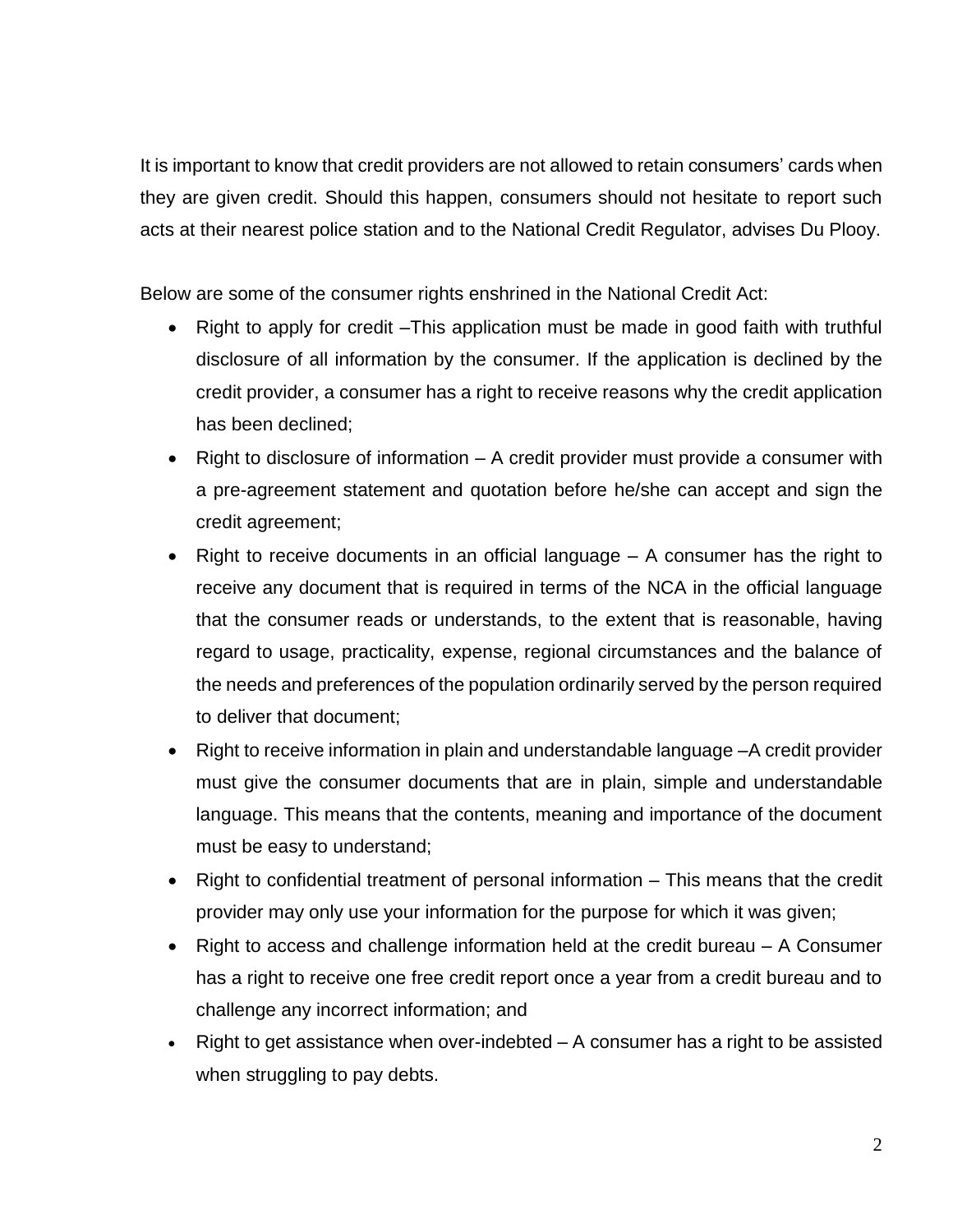It is important to know that credit providers are not allowed to retain consumers' cards when they are given credit. Should this happen, consumers should not hesitate to report such acts at their nearest police station and to the National Credit Regulator, advises Du Plooy.

Below are some of the consumer rights enshrined in the National Credit Act:

- Right to apply for credit –This application must be made in good faith with truthful disclosure of all information by the consumer. If the application is declined by the credit provider, a consumer has a right to receive reasons why the credit application has been declined;
- Right to disclosure of information – A credit provider must provide a consumer with a pre-agreement statement and quotation before he/she can accept and sign the credit agreement;
- Right to receive documents in an official language – A consumer has the right to receive any document that is required in terms of the NCA in the official language that the consumer reads or understands, to the extent that is reasonable, having regard to usage, practicality, expense, regional circumstances and the balance of the needs and preferences of the population ordinarily served by the person required to deliver that document;
- Right to receive information in plain and understandable language –A credit provider must give the consumer documents that are in plain, simple and understandable language. This means that the contents, meaning and importance of the document must be easy to understand;
- Right to confidential treatment of personal information – This means that the credit provider may only use your information for the purpose for which it was given;
- Right to access and challenge information held at the credit bureau – A Consumer has a right to receive one free credit report once a year from a credit bureau and to challenge any incorrect information; and
- Right to get assistance when over-indebted – A consumer has a right to be assisted when struggling to pay debts.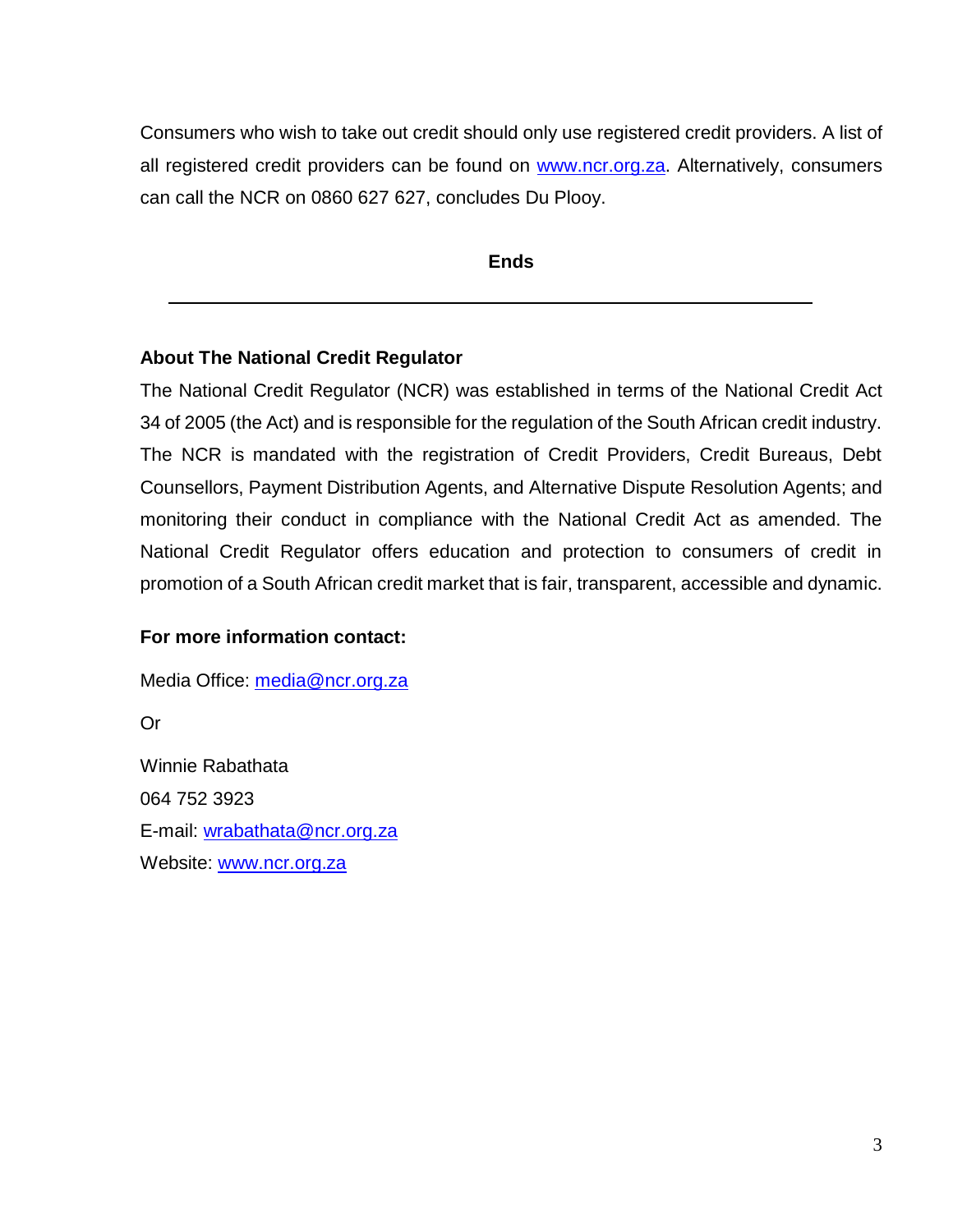Consumers who wish to take out credit should only use registered credit providers. A list of all registered credit providers can be found on www.ncr.org.za. Alternatively, consumers can call the NCR on 0860 627 627, concludes Du Plooy.

**Ends**

---

**About The National Credit Regulator**

The National Credit Regulator (NCR) was established in terms of the National Credit Act 34 of 2005 (the Act) and is responsible for the regulation of the South African credit industry. The NCR is mandated with the registration of Credit Providers, Credit Bureaus, Debt Counsellors, Payment Distribution Agents, and Alternative Dispute Resolution Agents; and monitoring their conduct in compliance with the National Credit Act as amended. The National Credit Regulator offers education and protection to consumers of credit in promotion of a South African credit market that is fair, transparent, accessible and dynamic.

**For more information contact:**

Media Office: media@ncr.org.za

Or

Winnie Rabathata  
064 752 3923  
E-mail: wrabathata@ncr.org.za  
Website: www.ncr.org.za